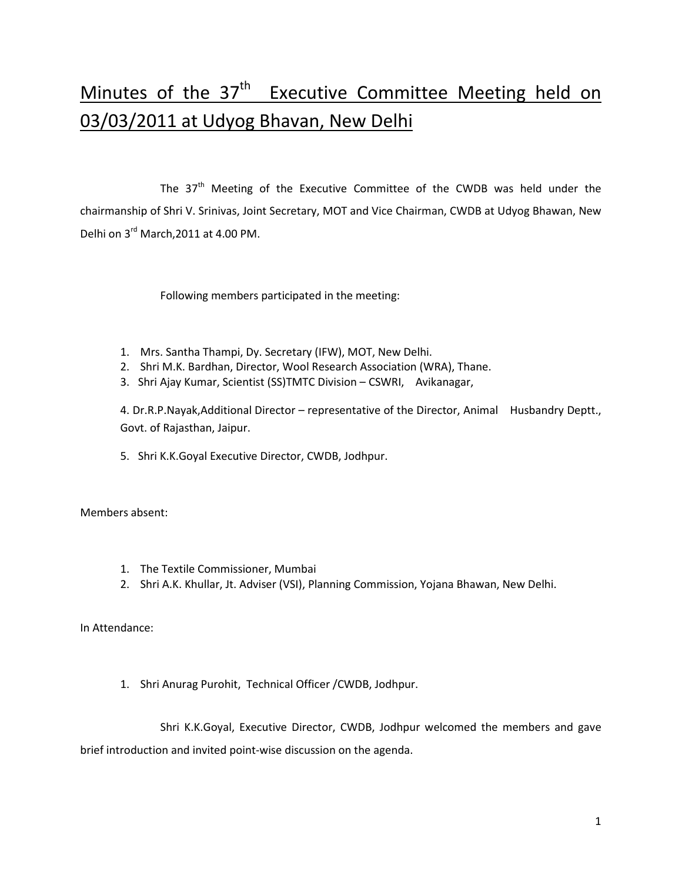# Minutes of the 37th Executive Committee Meeting held on 03/03/2011 at Udyog Bhavan, New Delhi

The 37th Meeting of the Executive Committee of the CWDB was held under the chairmanship of Shri V. Srinivas, Joint Secretary, MOT and Vice Chairman, CWDB at Udyog Bhawan, New Delhi on 3rd March,2011 at 4.00 PM.

Following members participated in the meeting:

1. Mrs. Santha Thampi, Dy. Secretary (IFW), MOT, New Delhi.
2. Shri M.K. Bardhan, Director, Wool Research Association (WRA), Thane.
3. Shri Ajay Kumar, Scientist (SS)TMTC Division – CSWRI, Avikanagar,
4. Dr.R.P.Nayak,Additional Director – representative of the Director, Animal Husbandry Deptt., Govt. of Rajasthan, Jaipur.
5. Shri K.K.Goyal Executive Director, CWDB, Jodhpur.

Members absent:

1. The Textile Commissioner, Mumbai
2. Shri A.K. Khullar, Jt. Adviser (VSI), Planning Commission, Yojana Bhawan, New Delhi.

In Attendance:

1. Shri Anurag Purohit, Technical Officer /CWDB, Jodhpur.

Shri K.K.Goyal, Executive Director, CWDB, Jodhpur welcomed the members and gave brief introduction and invited point-wise discussion on the agenda.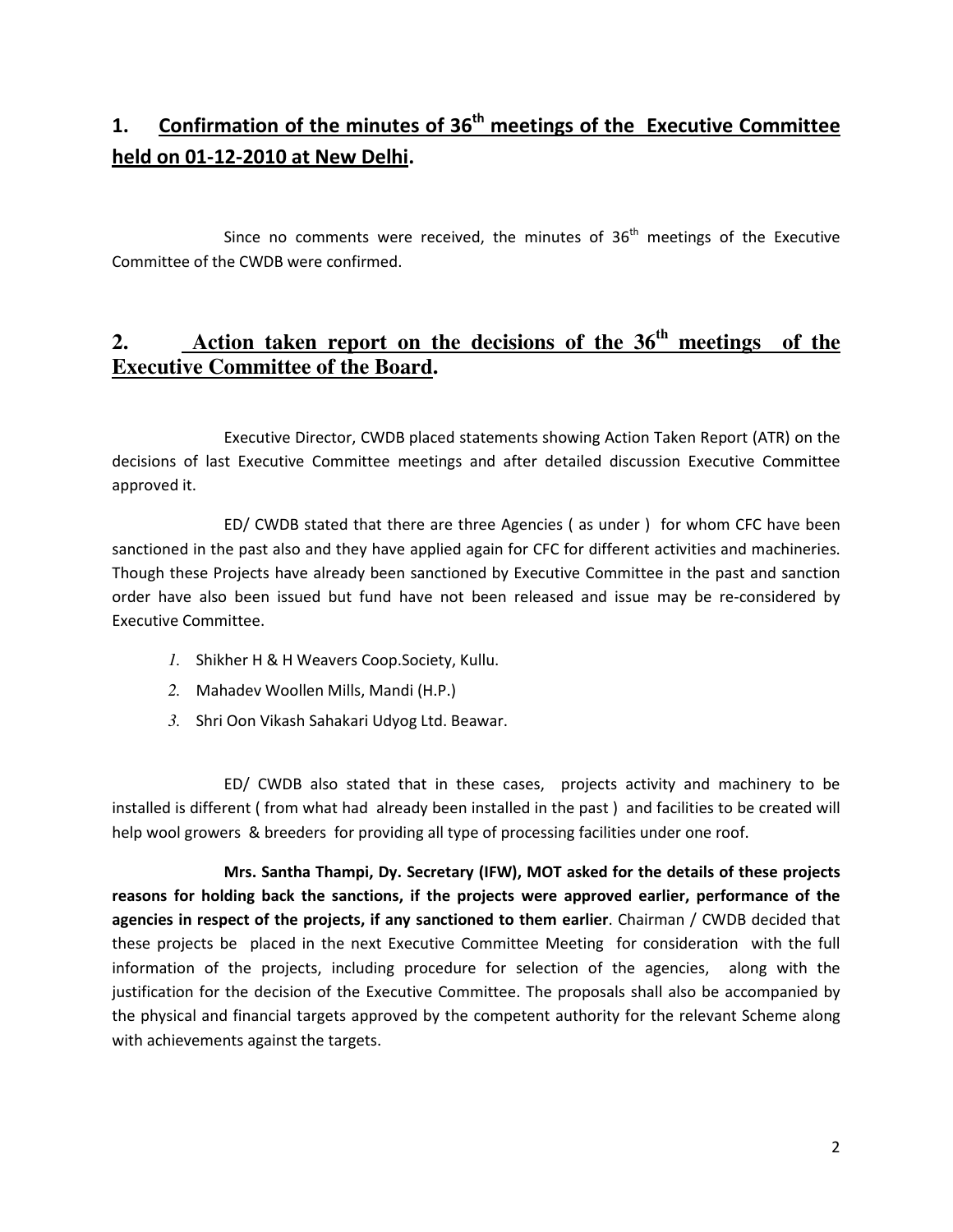## 1. Confirmation of the minutes of 36th meetings of the Executive Committee held on 01-12-2010 at New Delhi.

Since no comments were received, the minutes of 36th meetings of the Executive Committee of the CWDB were confirmed.

## 2. Action taken report on the decisions of the 36th meetings of the Executive Committee of the Board.

Executive Director, CWDB placed statements showing Action Taken Report (ATR) on the decisions of last Executive Committee meetings and after detailed discussion Executive Committee approved it.

ED/ CWDB stated that there are three Agencies ( as under ) for whom CFC have been sanctioned in the past also and they have applied again for CFC for different activities and machineries. Though these Projects have already been sanctioned by Executive Committee in the past and sanction order have also been issued but fund have not been released and issue may be re-considered by Executive Committee.

1. Shikher H & H Weavers Coop.Society, Kullu.
2. Mahadev Woollen Mills, Mandi (H.P.)
3. Shri Oon Vikash Sahakari Udyog Ltd. Beawar.

ED/ CWDB also stated that in these cases, projects activity and machinery to be installed is different ( from what had already been installed in the past ) and facilities to be created will help wool growers & breeders for providing all type of processing facilities under one roof.

**Mrs. Santha Thampi, Dy. Secretary (IFW), MOT asked for the details of these projects reasons for holding back the sanctions, if the projects were approved earlier, performance of the agencies in respect of the projects, if any sanctioned to them earlier**. Chairman / CWDB decided that these projects be placed in the next Executive Committee Meeting for consideration with the full information of the projects, including procedure for selection of the agencies, along with the justification for the decision of the Executive Committee. The proposals shall also be accompanied by the physical and financial targets approved by the competent authority for the relevant Scheme along with achievements against the targets.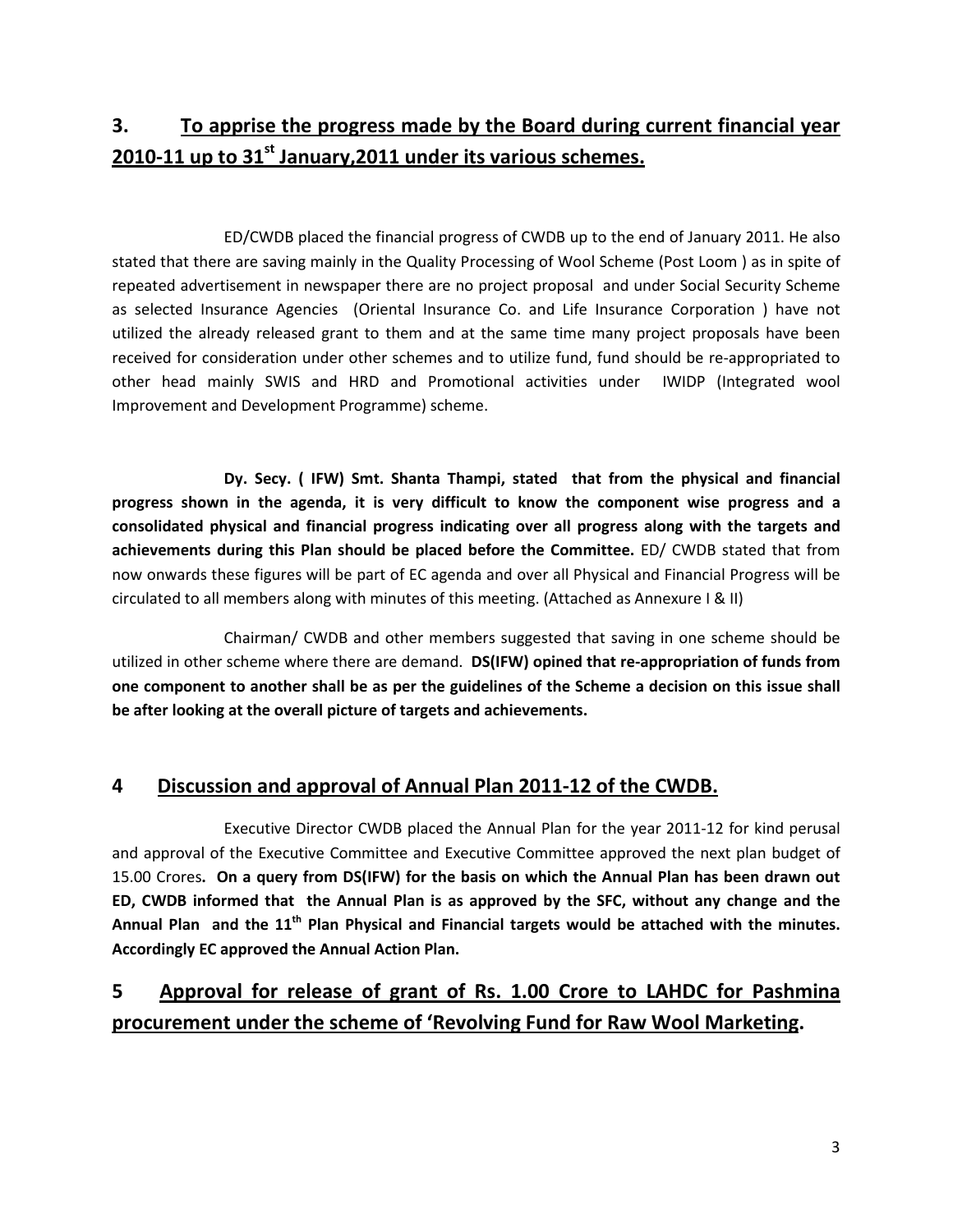## 3. To apprise the progress made by the Board during current financial year 2010-11 up to 31st January,2011 under its various schemes.

ED/CWDB placed the financial progress of CWDB up to the end of January 2011. He also stated that there are saving mainly in the Quality Processing of Wool Scheme (Post Loom ) as in spite of repeated advertisement in newspaper there are no project proposal and under Social Security Scheme as selected Insurance Agencies (Oriental Insurance Co. and Life Insurance Corporation ) have not utilized the already released grant to them and at the same time many project proposals have been received for consideration under other schemes and to utilize fund, fund should be re-appropriated to other head mainly SWIS and HRD and Promotional activities under IWIDP (Integrated wool Improvement and Development Programme) scheme.

**Dy. Secy. ( IFW) Smt. Shanta Thampi, stated that from the physical and financial progress shown in the agenda, it is very difficult to know the component wise progress and a consolidated physical and financial progress indicating over all progress along with the targets and achievements during this Plan should be placed before the Committee.** ED/ CWDB stated that from now onwards these figures will be part of EC agenda and over all Physical and Financial Progress will be circulated to all members along with minutes of this meeting. (Attached as Annexure I & II)

Chairman/ CWDB and other members suggested that saving in one scheme should be utilized in other scheme where there are demand. **DS(IFW) opined that re-appropriation of funds from one component to another shall be as per the guidelines of the Scheme a decision on this issue shall be after looking at the overall picture of targets and achievements.**

## 4 Discussion and approval of Annual Plan 2011-12 of the CWDB.

Executive Director CWDB placed the Annual Plan for the year 2011-12 for kind perusal and approval of the Executive Committee and Executive Committee approved the next plan budget of 15.00 Crores**. On a query from DS(IFW) for the basis on which the Annual Plan has been drawn out ED, CWDB informed that the Annual Plan is as approved by the SFC, without any change and the Annual Plan and the 11th Plan Physical and Financial targets would be attached with the minutes. Accordingly EC approved the Annual Action Plan.**

## 5 Approval for release of grant of Rs. 1.00 Crore to LAHDC for Pashmina procurement under the scheme of 'Revolving Fund for Raw Wool Marketing.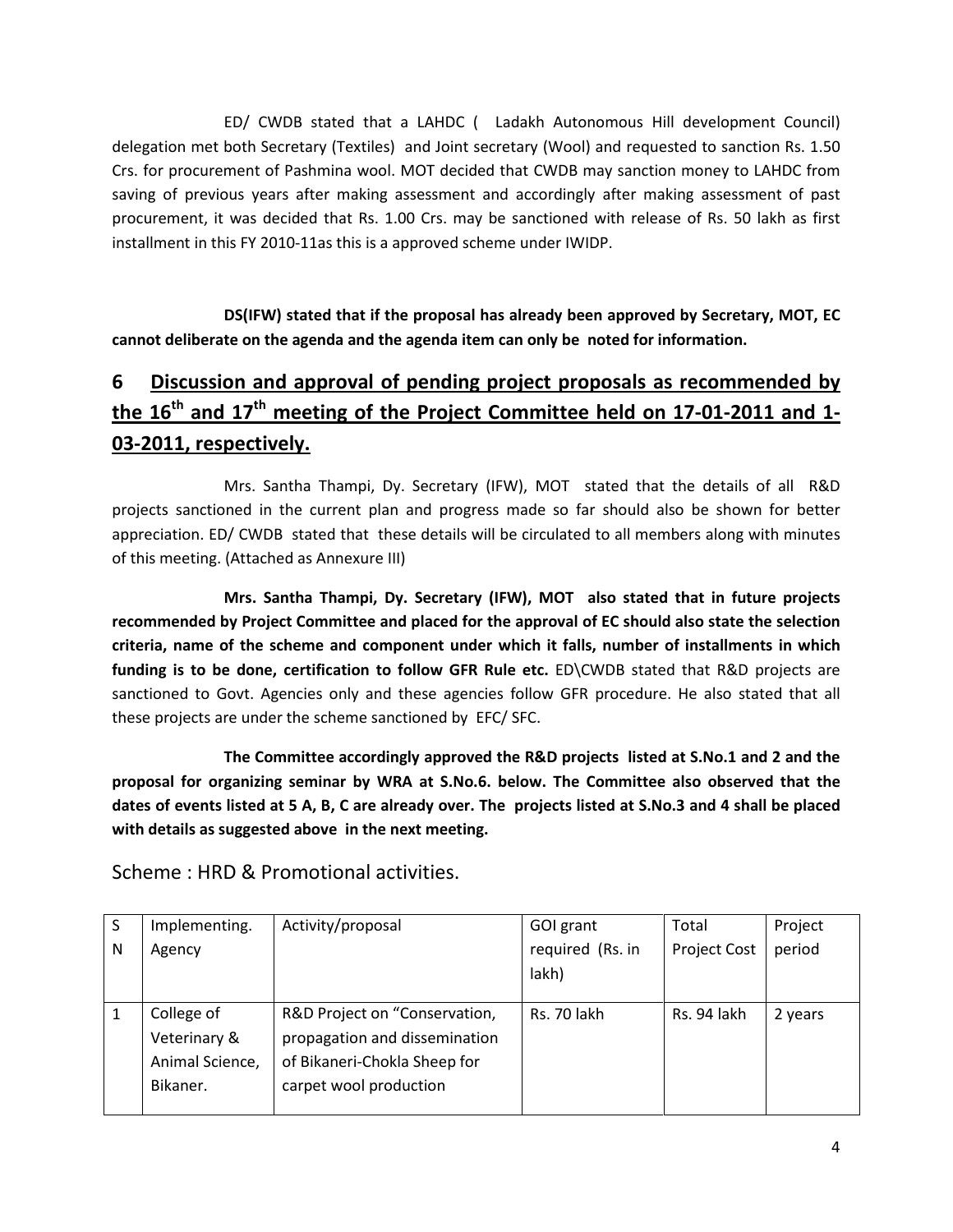ED/ CWDB stated that a LAHDC ( Ladakh Autonomous Hill development Council) delegation met both Secretary (Textiles) and Joint secretary (Wool) and requested to sanction Rs. 1.50 Crs. for procurement of Pashmina wool. MOT decided that CWDB may sanction money to LAHDC from saving of previous years after making assessment and accordingly after making assessment of past procurement, it was decided that Rs. 1.00 Crs. may be sanctioned with release of Rs. 50 lakh as first installment in this FY 2010-11as this is a approved scheme under IWIDP.

**DS(IFW) stated that if the proposal has already been approved by Secretary, MOT, EC cannot deliberate on the agenda and the agenda item can only be noted for information.**

## 6 Discussion and approval of pending project proposals as recommended by the 16th and 17th meeting of the Project Committee held on 17-01-2011 and 1-03-2011, respectively.

Mrs. Santha Thampi, Dy. Secretary (IFW), MOT stated that the details of all R&D projects sanctioned in the current plan and progress made so far should also be shown for better appreciation. ED/ CWDB stated that these details will be circulated to all members along with minutes of this meeting. (Attached as Annexure III)

**Mrs. Santha Thampi, Dy. Secretary (IFW), MOT also stated that in future projects recommended by Project Committee and placed for the approval of EC should also state the selection criteria, name of the scheme and component under which it falls, number of installments in which funding is to be done, certification to follow GFR Rule etc.** ED\CWDB stated that R&D projects are sanctioned to Govt. Agencies only and these agencies follow GFR procedure. He also stated that all these projects are under the scheme sanctioned by EFC/ SFC.

**The Committee accordingly approved the R&D projects listed at S.No.1 and 2 and the proposal for organizing seminar by WRA at S.No.6. below. The Committee also observed that the dates of events listed at 5 A, B, C are already over. The projects listed at S.No.3 and 4 shall be placed with details as suggested above in the next meeting.**

Scheme : HRD & Promotional activities.

| SN | Implementing. Agency | Activity/proposal | GOI grant required (Rs. in lakh) | Total Project Cost | Project period |
|---|---|---|---|---|---|
| 1 | College of Veterinary & Animal Science, Bikaner. | R&D Project on "Conservation, propagation and dissemination of Bikaneri-Chokla Sheep for carpet wool production | Rs. 70 lakh | Rs. 94 lakh | 2 years |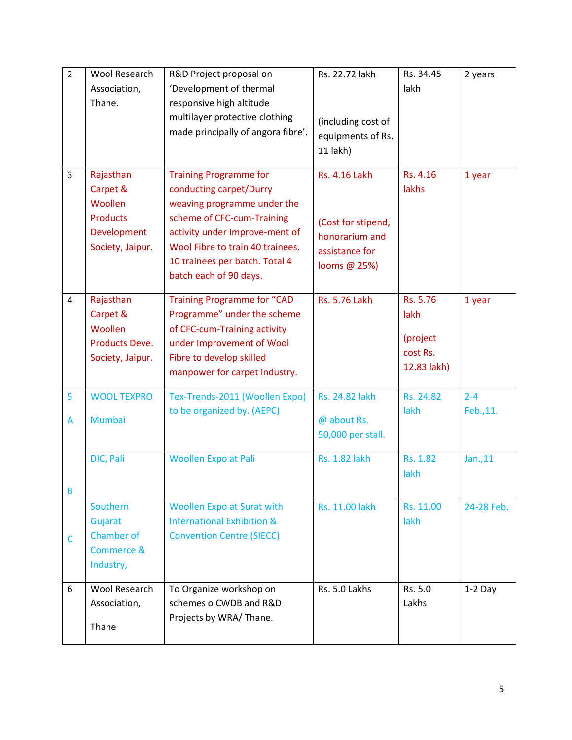| | | | | | |
|---|---|---|---|---|---|
| 2 | Wool Research Association, Thane. | R&D Project proposal on 'Development of thermal responsive high altitude multilayer protective clothing made principally of angora fibre'. | Rs. 22.72 lakh (including cost of equipments of Rs. 11 lakh) | Rs. 34.45 lakh | 2 years |
| 3 | Rajasthan Carpet & Woollen Products Development Society, Jaipur. | Training Programme for conducting carpet/Durry weaving programme under the scheme of CFC-cum-Training activity under Improve-ment of Wool Fibre to train 40 trainees. 10 trainees per batch. Total 4 batch each of 90 days. | Rs. 4.16 Lakh (Cost for stipend, honorarium and assistance for looms @ 25%) | Rs. 4.16 lakhs | 1 year |
| 4 | Rajasthan Carpet & Woollen Products Deve. Society, Jaipur. | Training Programme for "CAD Programme" under the scheme of CFC-cum-Training activity under Improvement of Wool Fibre to develop skilled manpower for carpet industry. | Rs. 5.76 Lakh | Rs. 5.76 lakh (project cost Rs. 12.83 lakh) | 1 year |
| 5 A | WOOL TEXPRO Mumbai | Tex-Trends-2011 (Woollen Expo) to be organized by. (AEPC) | Rs. 24.82 lakh @ about Rs. 50,000 per stall. | Rs. 24.82 lakh | 2-4 Feb.,11. |
| B | DIC, Pali | Woollen Expo at Pali | Rs. 1.82 lakh | Rs. 1.82 lakh | Jan.,11 |
| C | Southern Gujarat Chamber of Commerce & Industry, | Woollen Expo at Surat with International Exhibition & Convention Centre (SIECC) | Rs. 11.00 lakh | Rs. 11.00 lakh | 24-28 Feb. |
| 6 | Wool Research Association, Thane | To Organize workshop on schemes o CWDB and R&D Projects by WRA/ Thane. | Rs. 5.0 Lakhs | Rs. 5.0 Lakhs | 1-2 Day |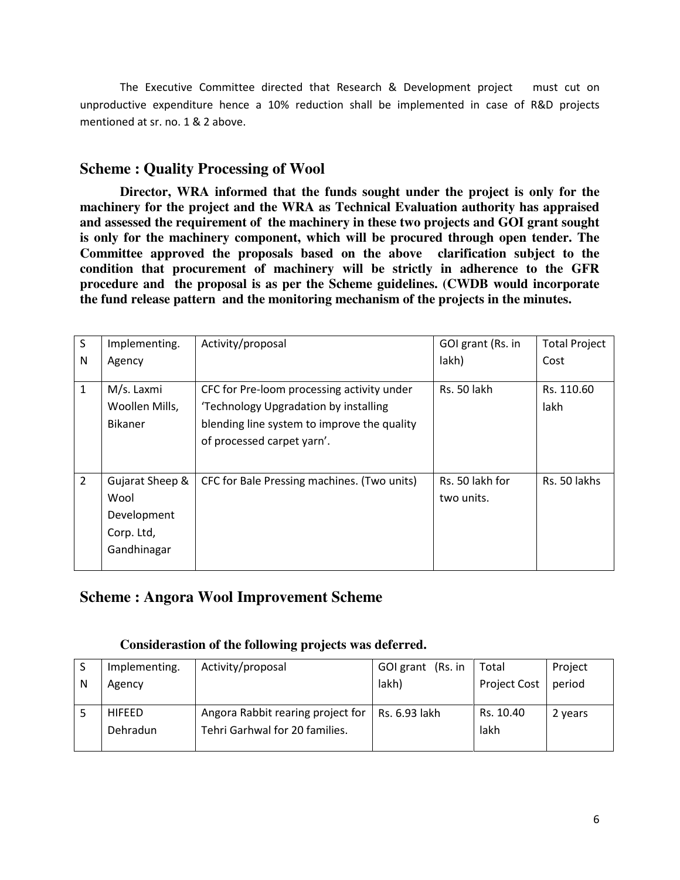The Executive Committee directed that Research & Development project must cut on unproductive expenditure hence a 10% reduction shall be implemented in case of R&D projects mentioned at sr. no. 1 & 2 above.

## Scheme : Quality Processing of Wool

**Director, WRA informed that the funds sought under the project is only for the machinery for the project and the WRA as Technical Evaluation authority has appraised and assessed the requirement of the machinery in these two projects and GOI grant sought is only for the machinery component, which will be procured through open tender. The Committee approved the proposals based on the above clarification subject to the condition that procurement of machinery will be strictly in adherence to the GFR procedure and the proposal is as per the Scheme guidelines. (CWDB would incorporate the fund release pattern and the monitoring mechanism of the projects in the minutes.**

| SN | Implementing. Agency | Activity/proposal | GOI grant (Rs. in lakh) | Total Project Cost |
|---|---|---|---|---|
| 1 | M/s. Laxmi Woollen Mills, Bikaner | CFC for Pre-loom processing activity under 'Technology Upgradation by installing blending line system to improve the quality of processed carpet yarn'. | Rs. 50 lakh | Rs. 110.60 lakh |
| 2 | Gujarat Sheep & Wool Development Corp. Ltd, Gandhinagar | CFC for Bale Pressing machines. (Two units) | Rs. 50 lakh for two units. | Rs. 50 lakhs |

## Scheme : Angora Wool Improvement Scheme

**Considerastion of the following projects was deferred.**

| SN | Implementing. Agency | Activity/proposal | GOI grant (Rs. in lakh) | Total Project Cost | Project period |
|---|---|---|---|---|---|
| 5 | HIFEED Dehradun | Angora Rabbit rearing project for Tehri Garhwal for 20 families. | Rs. 6.93 lakh | Rs. 10.40 lakh | 2 years |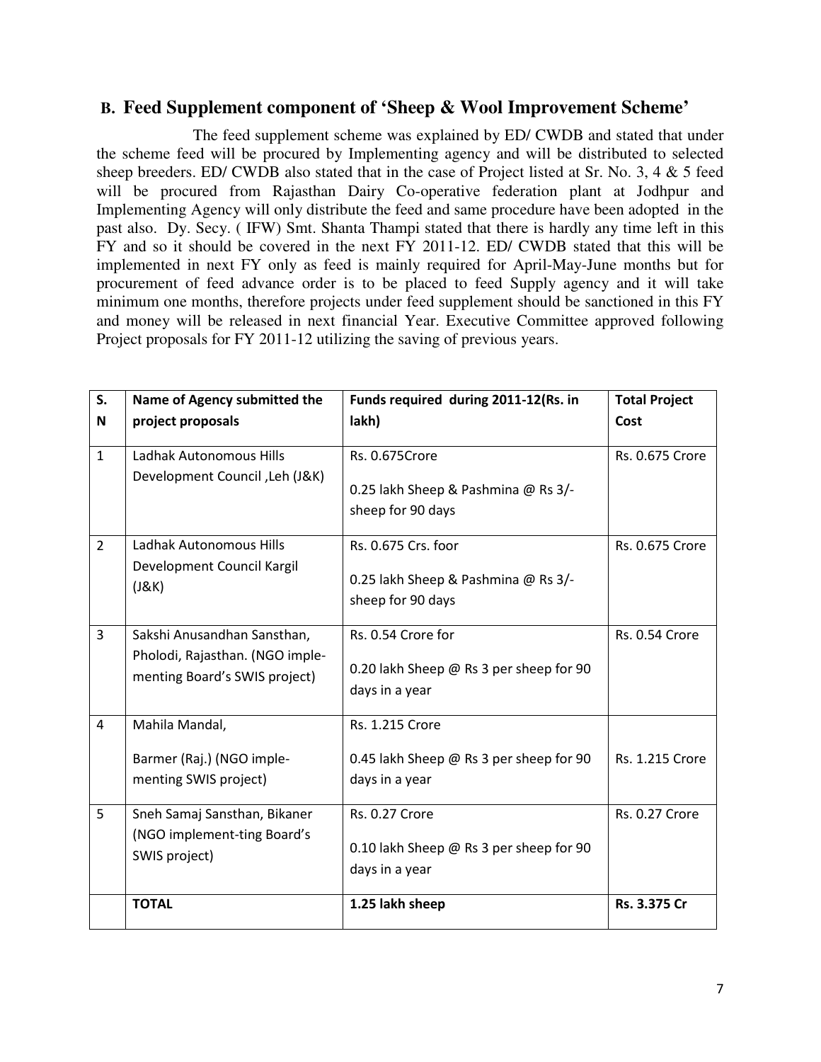## B. Feed Supplement component of 'Sheep & Wool Improvement Scheme'

The feed supplement scheme was explained by ED/ CWDB and stated that under the scheme feed will be procured by Implementing agency and will be distributed to selected sheep breeders. ED/ CWDB also stated that in the case of Project listed at Sr. No. 3, 4 & 5 feed will be procured from Rajasthan Dairy Co-operative federation plant at Jodhpur and Implementing Agency will only distribute the feed and same procedure have been adopted in the past also. Dy. Secy. ( IFW) Smt. Shanta Thampi stated that there is hardly any time left in this FY and so it should be covered in the next FY 2011-12. ED/ CWDB stated that this will be implemented in next FY only as feed is mainly required for April-May-June months but for procurement of feed advance order is to be placed to feed Supply agency and it will take minimum one months, therefore projects under feed supplement should be sanctioned in this FY and money will be released in next financial Year. Executive Committee approved following Project proposals for FY 2011-12 utilizing the saving of previous years.

| S. N | Name of Agency submitted the project proposals | Funds required during 2011-12(Rs. in lakh) | Total Project Cost |
|---|---|---|---|
| 1 | Ladhak Autonomous Hills Development Council ,Leh (J&K) | Rs. 0.675Crore<br><br>0.25 lakh Sheep & Pashmina @ Rs 3/- sheep for 90 days | Rs. 0.675 Crore |
| 2 | Ladhak Autonomous Hills Development Council Kargil (J&K) | Rs. 0.675 Crs. foor<br><br>0.25 lakh Sheep & Pashmina @ Rs 3/- sheep for 90 days | Rs. 0.675 Crore |
| 3 | Sakshi Anusandhan Sansthan, Pholodi, Rajasthan. (NGO imple-menting Board's SWIS project) | Rs. 0.54 Crore for<br><br>0.20 lakh Sheep @ Rs 3 per sheep for 90 days in a year | Rs. 0.54 Crore |
| 4 | Mahila Mandal,<br><br>Barmer (Raj.) (NGO imple-menting SWIS project) | Rs. 1.215 Crore<br><br>0.45 lakh Sheep @ Rs 3 per sheep for 90 days in a year | Rs. 1.215 Crore |
| 5 | Sneh Samaj Sansthan, Bikaner (NGO implement-ting Board's SWIS project) | Rs. 0.27 Crore<br><br>0.10 lakh Sheep @ Rs 3 per sheep for 90 days in a year | Rs. 0.27 Crore |
| | **TOTAL** | **1.25 lakh sheep** | **Rs. 3.375 Cr** |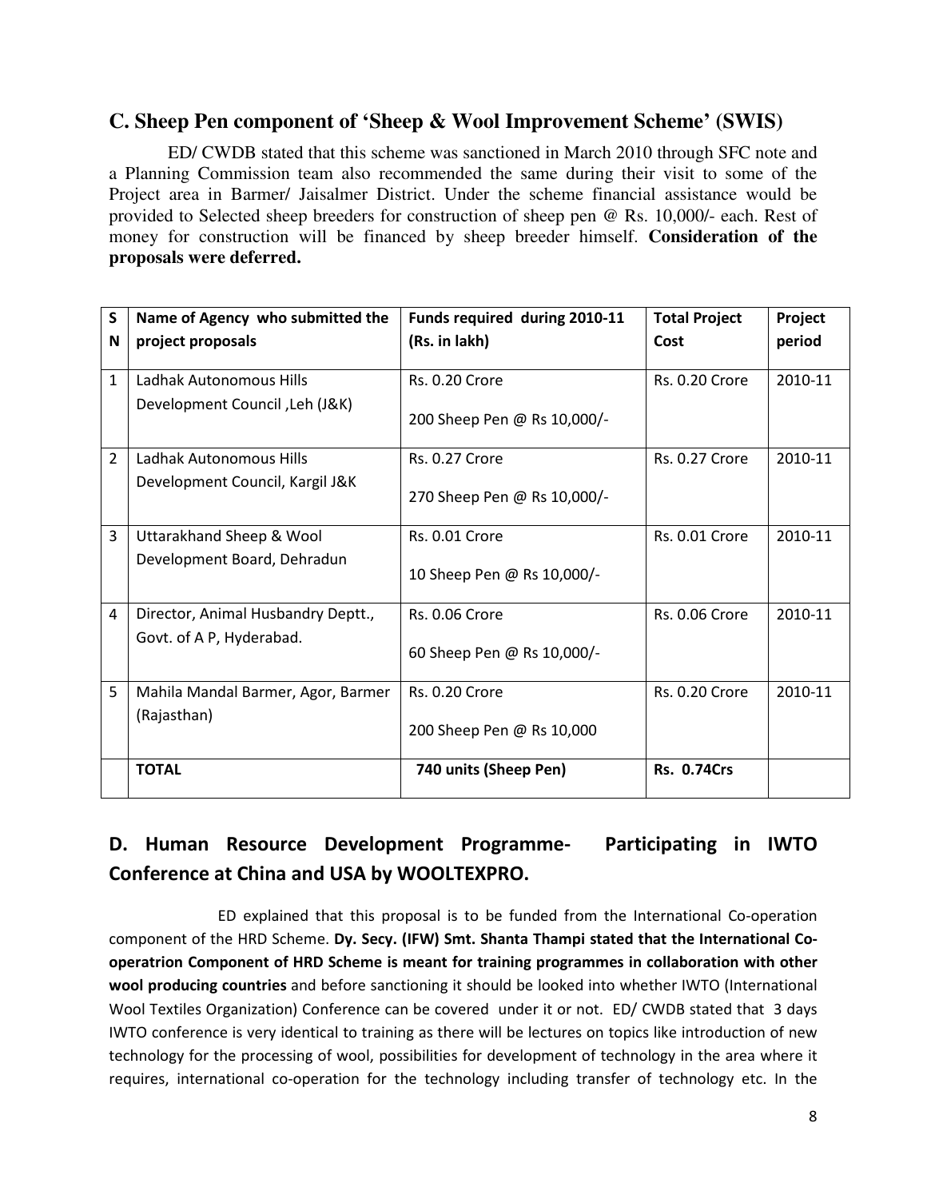## C. Sheep Pen component of 'Sheep & Wool Improvement Scheme' (SWIS)

ED/ CWDB stated that this scheme was sanctioned in March 2010 through SFC note and a Planning Commission team also recommended the same during their visit to some of the Project area in Barmer/ Jaisalmer District. Under the scheme financial assistance would be provided to Selected sheep breeders for construction of sheep pen @ Rs. 10,000/- each. Rest of money for construction will be financed by sheep breeder himself. **Consideration of the proposals were deferred.**

| SN | Name of Agency who submitted the project proposals | Funds required during 2010-11 (Rs. in lakh) | Total Project Cost | Project period |
|---|---|---|---|---|
| 1 | Ladhak Autonomous Hills Development Council ,Leh (J&K) | Rs. 0.20 Crore<br>200 Sheep Pen @ Rs 10,000/- | Rs. 0.20 Crore | 2010-11 |
| 2 | Ladhak Autonomous Hills Development Council, Kargil J&K | Rs. 0.27 Crore<br>270 Sheep Pen @ Rs 10,000/- | Rs. 0.27 Crore | 2010-11 |
| 3 | Uttarakhand Sheep & Wool Development Board, Dehradun | Rs. 0.01 Crore<br>10 Sheep Pen @ Rs 10,000/- | Rs. 0.01 Crore | 2010-11 |
| 4 | Director, Animal Husbandry Deptt., Govt. of A P, Hyderabad. | Rs. 0.06 Crore<br>60 Sheep Pen @ Rs 10,000/- | Rs. 0.06 Crore | 2010-11 |
| 5 | Mahila Mandal Barmer, Agor, Barmer (Rajasthan) | Rs. 0.20 Crore<br>200 Sheep Pen @ Rs 10,000 | Rs. 0.20 Crore | 2010-11 |
| | **TOTAL** | **740 units (Sheep Pen)** | **Rs. 0.74Crs** | |

## D. Human Resource Development Programme- Participating in IWTO Conference at China and USA by WOOLTEXPRO.

ED explained that this proposal is to be funded from the International Co-operation component of the HRD Scheme. **Dy. Secy. (IFW) Smt. Shanta Thampi stated that the International Co-operatrion Component of HRD Scheme is meant for training programmes in collaboration with other wool producing countries** and before sanctioning it should be looked into whether IWTO (International Wool Textiles Organization) Conference can be covered under it or not. ED/ CWDB stated that 3 days IWTO conference is very identical to training as there will be lectures on topics like introduction of new technology for the processing of wool, possibilities for development of technology in the area where it requires, international co-operation for the technology including transfer of technology etc. In the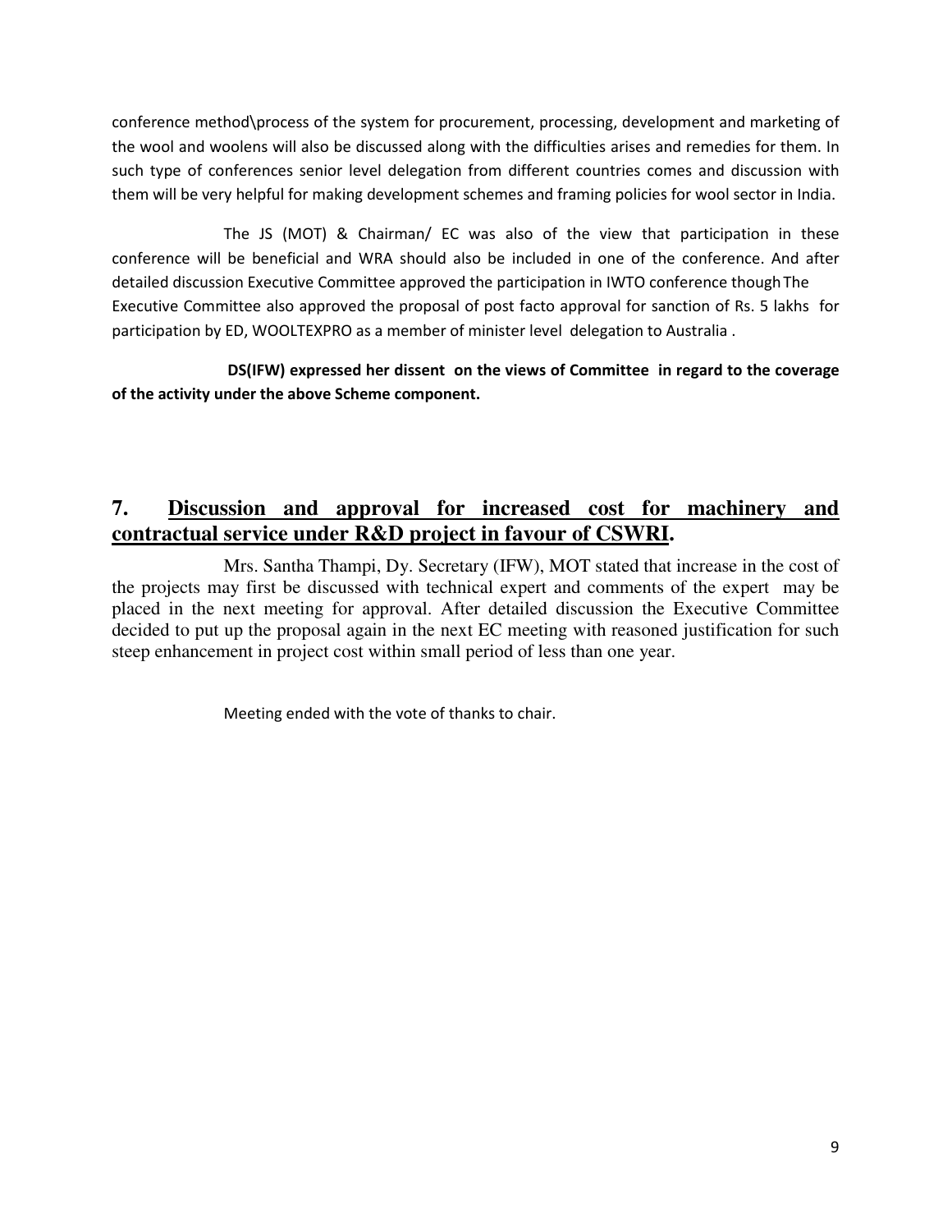conference method\process of the system for procurement, processing, development and marketing of the wool and woolens will also be discussed along with the difficulties arises and remedies for them. In such type of conferences senior level delegation from different countries comes and discussion with them will be very helpful for making development schemes and framing policies for wool sector in India.

The JS (MOT) & Chairman/ EC was also of the view that participation in these conference will be beneficial and WRA should also be included in one of the conference. And after detailed discussion Executive Committee approved the participation in IWTO conference though The Executive Committee also approved the proposal of post facto approval for sanction of Rs. 5 lakhs for participation by ED, WOOLTEXPRO as a member of minister level delegation to Australia .

**DS(IFW) expressed her dissent on the views of Committee in regard to the coverage of the activity under the above Scheme component.**

## 7. Discussion and approval for increased cost for machinery and contractual service under R&D project in favour of CSWRI.

Mrs. Santha Thampi, Dy. Secretary (IFW), MOT stated that increase in the cost of the projects may first be discussed with technical expert and comments of the expert may be placed in the next meeting for approval. After detailed discussion the Executive Committee decided to put up the proposal again in the next EC meeting with reasoned justification for such steep enhancement in project cost within small period of less than one year.

Meeting ended with the vote of thanks to chair.